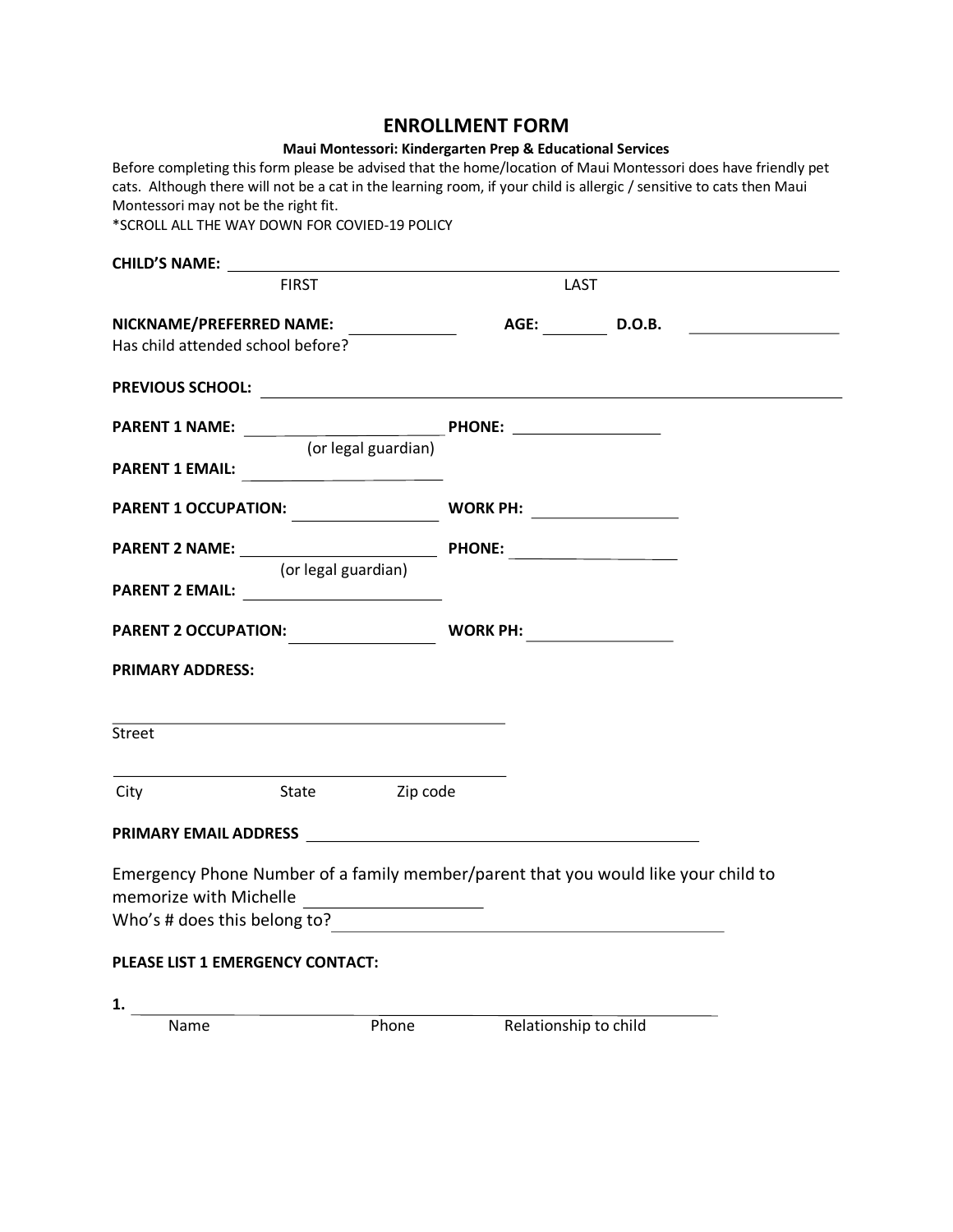# ENROLLMENT FORM

**Maui Montessori: Kindergarten Prep & Educational Services**

Before completing this form please be advised that the home/location of Maui Montessori does have friendly pet cats. Although there will not be a cat in the learning room, if your child is allergic / sensitive to cats then Maui Montessori may not be the right fit.

*SCROLL ALL THE WAY DOWN FOR COVIED-19 POLICY

**CHILD'S NAME:** ______________________________________________
FIRST LAST

**NICKNAME/PREFERRED NAME:** __________ **AGE:** ______ **D.O.B.** __________

Has child attended school before?

**PREVIOUS SCHOOL:** ______________________________________________

**PARENT 1 NAME:** ________________ **PHONE:** ______________
(or legal guardian)

**PARENT 1 EMAIL:** ________________

**PARENT 1 OCCUPATION:** ______________ **WORK PH:** ______________

**PARENT 2 NAME:** ________________ **PHONE:** ______________
(or legal guardian)

**PARENT 2 EMAIL:** ________________

**PARENT 2 OCCUPATION:** ______________ **WORK PH:** ______________

**PRIMARY ADDRESS:**

______________________________________
Street

______________________________________
City State Zip code

**PRIMARY EMAIL ADDRESS** ______________________________________

Emergency Phone Number of a family member/parent that you would like your child to memorize with Michelle ______________

Who's # does this belong to? ______________________________________

**PLEASE LIST 1 EMERGENCY CONTACT:**

**1.** ______________________________________________
Name Phone Relationship to child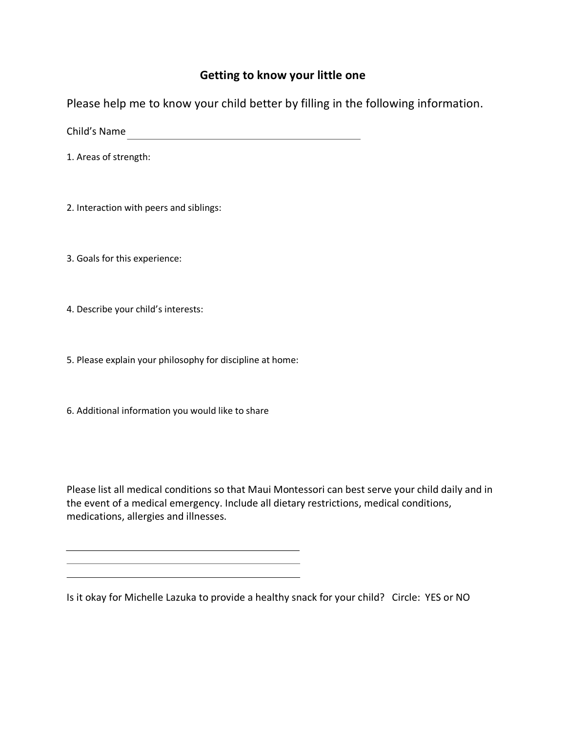## Getting to know your little one

Please help me to know your child better by filling in the following information.

Child's Name ______________________________

1. Areas of strength:

2. Interaction with peers and siblings:

3. Goals for this experience:

4. Describe your child's interests:

5. Please explain your philosophy for discipline at home:

6. Additional information you would like to share

Please list all medical conditions so that Maui Montessori can best serve your child daily and in the event of a medical emergency. Include all dietary restrictions, medical conditions, medications, allergies and illnesses.

______________________________

______________________________

______________________________

Is it okay for Michelle Lazuka to provide a healthy snack for your child? Circle: YES or NO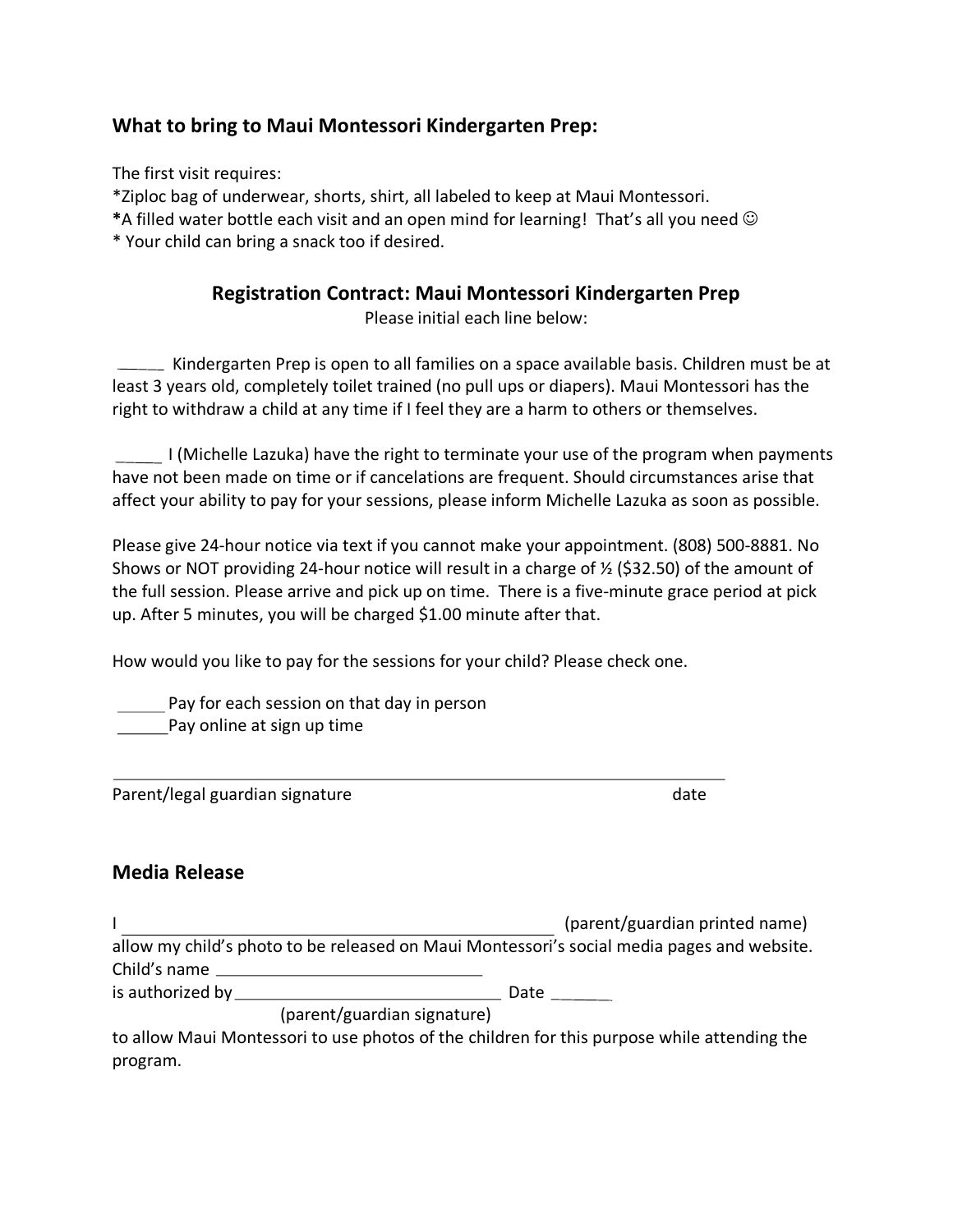## What to bring to Maui Montessori Kindergarten Prep:

The first visit requires:
*Ziploc bag of underwear, shorts, shirt, all labeled to keep at Maui Montessori.
**A filled water bottle each visit and an open mind for learning! That's all you need ☺
* Your child can bring a snack too if desired.

### Registration Contract: Maui Montessori Kindergarten Prep

Please initial each line below:

_____ Kindergarten Prep is open to all families on a space available basis. Children must be at least 3 years old, completely toilet trained (no pull ups or diapers). Maui Montessori has the right to withdraw a child at any time if I feel they are a harm to others or themselves.

_____ I (Michelle Lazuka) have the right to terminate your use of the program when payments have not been made on time or if cancelations are frequent. Should circumstances arise that affect your ability to pay for your sessions, please inform Michelle Lazuka as soon as possible.

Please give 24-hour notice via text if you cannot make your appointment. (808) 500-8881. No Shows or NOT providing 24-hour notice will result in a charge of ½ ($32.50) of the amount of the full session. Please arrive and pick up on time. There is a five-minute grace period at pick up. After 5 minutes, you will be charged $1.00 minute after that.

How would you like to pay for the sessions for your child? Please check one.

_____ Pay for each session on that day in person
_____ Pay online at sign up time

_______________________________________________

Parent/legal guardian signature date

## Media Release

I _______________________________ (parent/guardian printed name) allow my child's photo to be released on Maui Montessori's social media pages and website.
Child's name _____________________
is authorized by _____________________ Date _______
(parent/guardian signature)
to allow Maui Montessori to use photos of the children for this purpose while attending the program.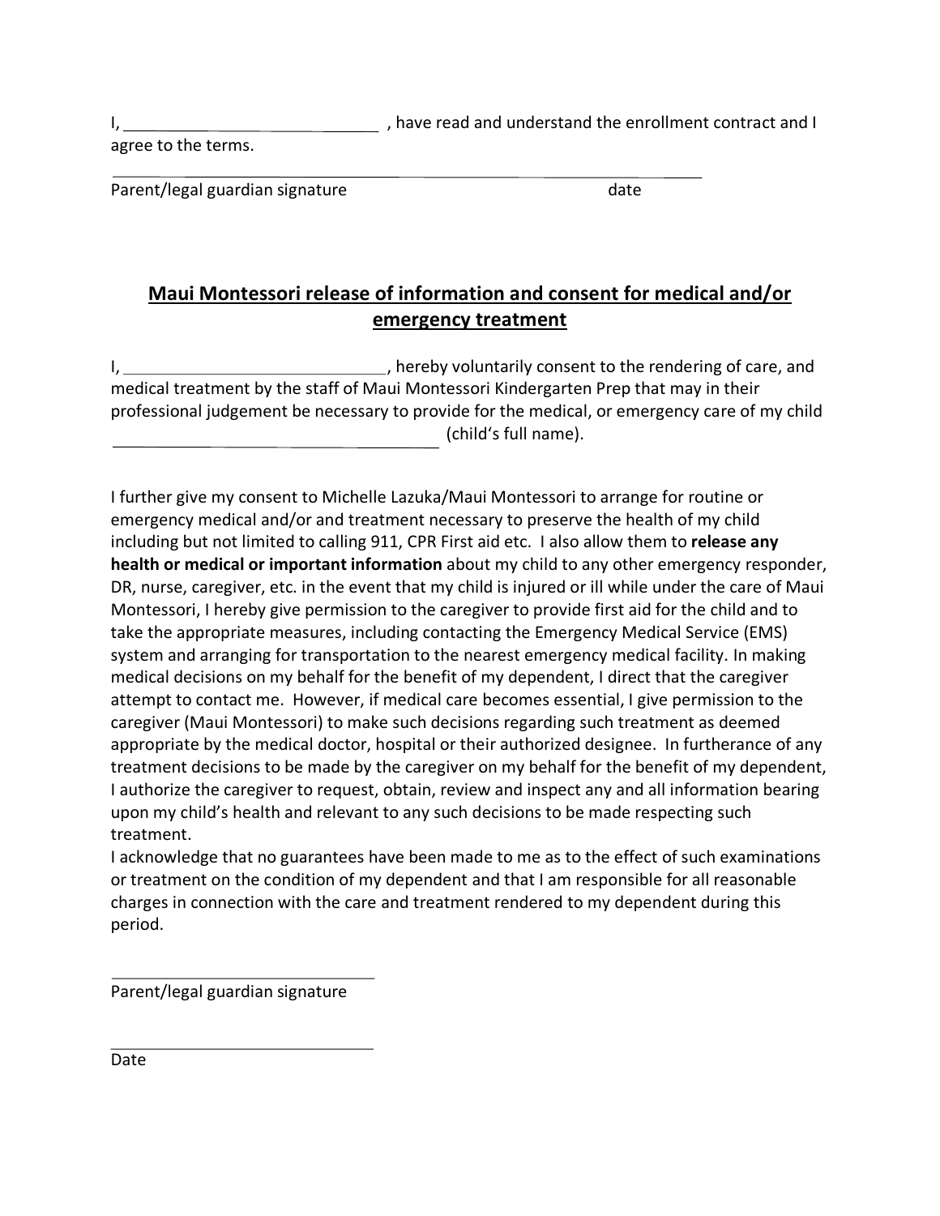I, ______________________________ , have read and understand the enrollment contract and I agree to the terms.

______________________________________________________________

Parent/legal guardian signature date

## Maui Montessori release of information and consent for medical and/or emergency treatment

I, ______________________________, hereby voluntarily consent to the rendering of care, and medical treatment by the staff of Maui Montessori Kindergarten Prep that may in their professional judgement be necessary to provide for the medical, or emergency care of my child ________________________________________ (child's full name).

I further give my consent to Michelle Lazuka/Maui Montessori to arrange for routine or emergency medical and/or and treatment necessary to preserve the health of my child including but not limited to calling 911, CPR First aid etc. I also allow them to **release any health or medical or important information** about my child to any other emergency responder, DR, nurse, caregiver, etc. in the event that my child is injured or ill while under the care of Maui Montessori, I hereby give permission to the caregiver to provide first aid for the child and to take the appropriate measures, including contacting the Emergency Medical Service (EMS) system and arranging for transportation to the nearest emergency medical facility. In making medical decisions on my behalf for the benefit of my dependent, I direct that the caregiver attempt to contact me. However, if medical care becomes essential, I give permission to the caregiver (Maui Montessori) to make such decisions regarding such treatment as deemed appropriate by the medical doctor, hospital or their authorized designee. In furtherance of any treatment decisions to be made by the caregiver on my behalf for the benefit of my dependent, I authorize the caregiver to request, obtain, review and inspect any and all information bearing upon my child's health and relevant to any such decisions to be made respecting such treatment.

I acknowledge that no guarantees have been made to me as to the effect of such examinations or treatment on the condition of my dependent and that I am responsible for all reasonable charges in connection with the care and treatment rendered to my dependent during this period.

______________________________

Parent/legal guardian signature

______________________________

Date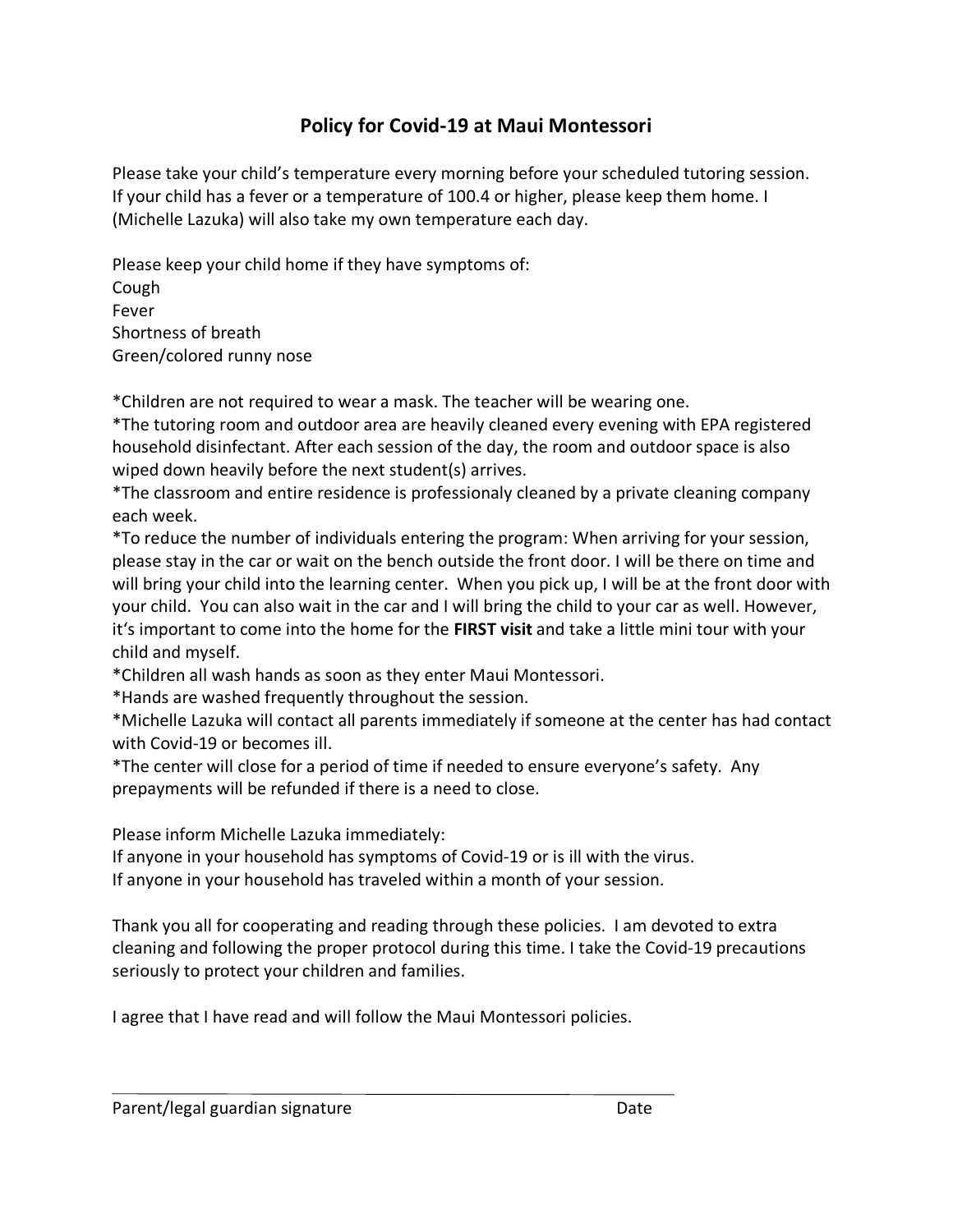# Policy for Covid-19 at Maui Montessori

Please take your child's temperature every morning before your scheduled tutoring session. If your child has a fever or a temperature of 100.4 or higher, please keep them home. I (Michelle Lazuka) will also take my own temperature each day.

Please keep your child home if they have symptoms of:
Cough
Fever
Shortness of breath
Green/colored runny nose

*Children are not required to wear a mask. The teacher will be wearing one.
*The tutoring room and outdoor area are heavily cleaned every evening with EPA registered household disinfectant. After each session of the day, the room and outdoor space is also wiped down heavily before the next student(s) arrives.
*The classroom and entire residence is professionaly cleaned by a private cleaning company each week.
*To reduce the number of individuals entering the program: When arriving for your session, please stay in the car or wait on the bench outside the front door. I will be there on time and will bring your child into the learning center. When you pick up, I will be at the front door with your child. You can also wait in the car and I will bring the child to your car as well. However, it's important to come into the home for the **FIRST visit** and take a little mini tour with your child and myself.
*Children all wash hands as soon as they enter Maui Montessori.
*Hands are washed frequently throughout the session.
*Michelle Lazuka will contact all parents immediately if someone at the center has had contact with Covid-19 or becomes ill.
*The center will close for a period of time if needed to ensure everyone's safety. Any prepayments will be refunded if there is a need to close.

Please inform Michelle Lazuka immediately:
If anyone in your household has symptoms of Covid-19 or is ill with the virus.
If anyone in your household has traveled within a month of your session.

Thank you all for cooperating and reading through these policies. I am devoted to extra cleaning and following the proper protocol during this time. I take the Covid-19 precautions seriously to protect your children and families.

I agree that I have read and will follow the Maui Montessori policies.

_______________________________________________

Parent/legal guardian signature Date